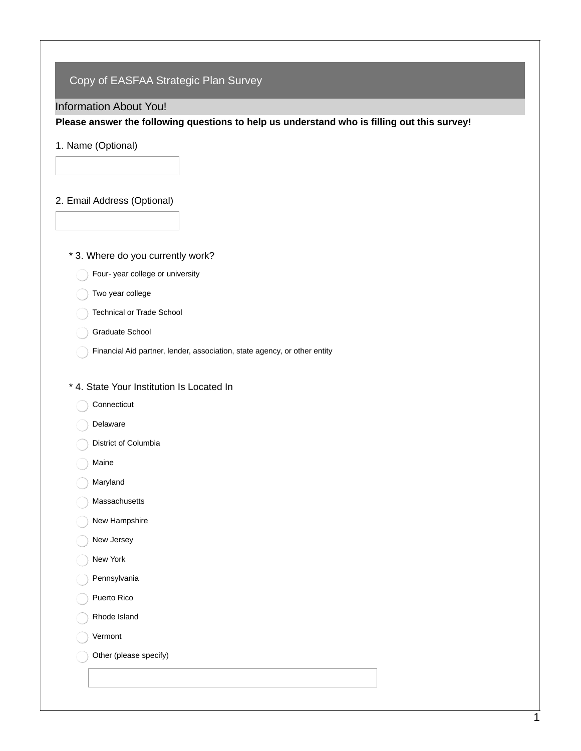# Copy of EASFAA Strategic Plan Survey

## Information About You!

**Please answer the following questions to help us understand who is filling out this survey!**

1. Name (Optional)

2. Email Address (Optional)

\* 3. Where do you currently work?

- Four- year college or university
- Two year college
- Technical or Trade School
- Graduate School
- Financial Aid partner, lender, association, state agency, or other entity

\* 4. State Your Institution Is Located In

- Connecticut
- Delaware
- District of Columbia
- Maine
- Maryland
- Massachusetts
- New Hampshire
- New Jersey
- New York
- Pennsylvania
- Puerto Rico
- Rhode Island
- Vermont
- Other (please specify)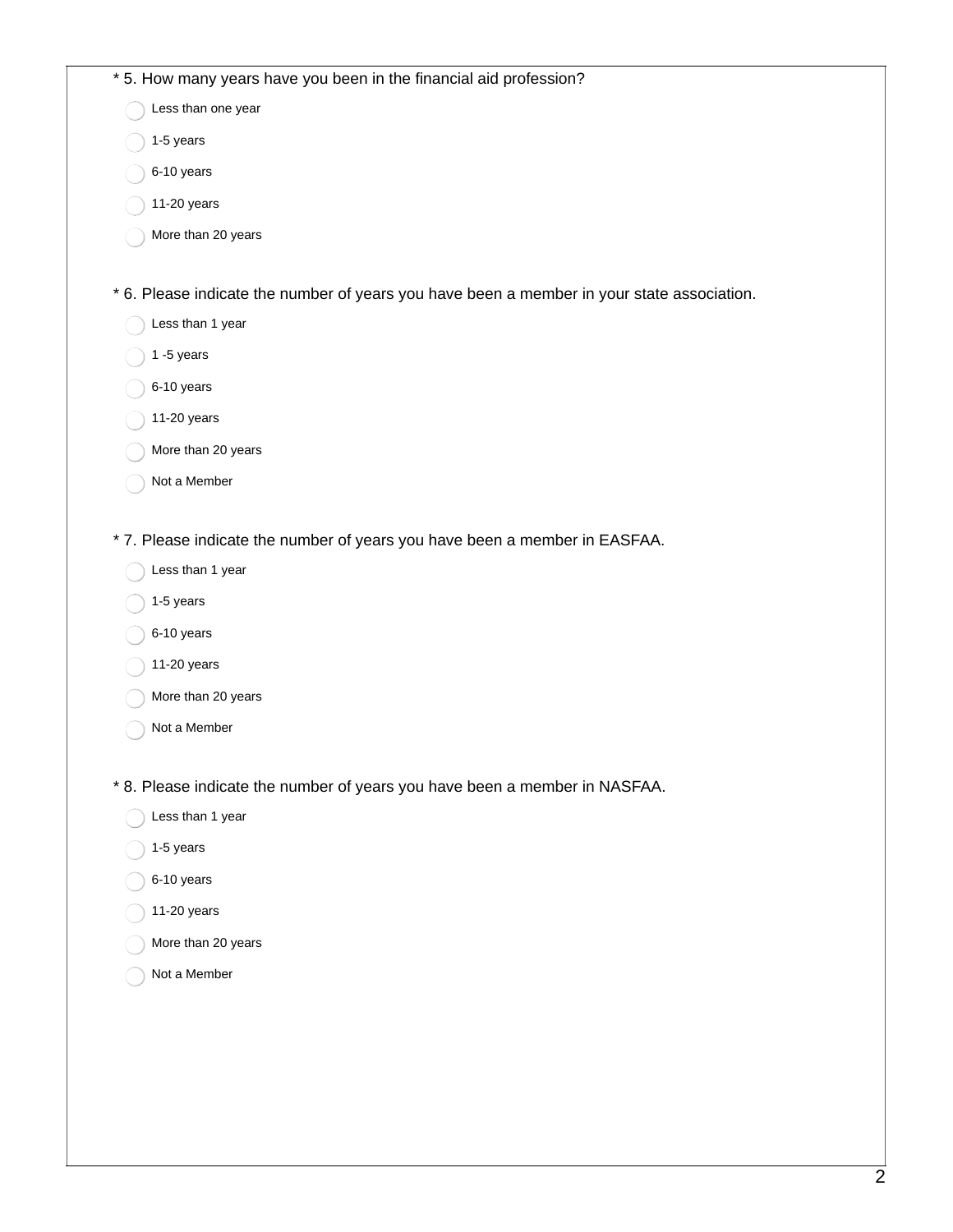* 5. How many years have you been in the financial aid profession?

- Less than one year
- 1-5 years
- 6-10 years
- 11-20 years
- More than 20 years

* 6. Please indicate the number of years you have been a member in your state association.

- Less than 1 year
- 1 -5 years
- 6-10 years
- 11-20 years
- More than 20 years
- Not a Member

* 7. Please indicate the number of years you have been a member in EASFAA.

- Less than 1 year
- 1-5 years
- 6-10 years
- 11-20 years
- More than 20 years
- Not a Member

* 8. Please indicate the number of years you have been a member in NASFAA.

- Less than 1 year
- 1-5 years
- 6-10 years
- 11-20 years
- More than 20 years
- Not a Member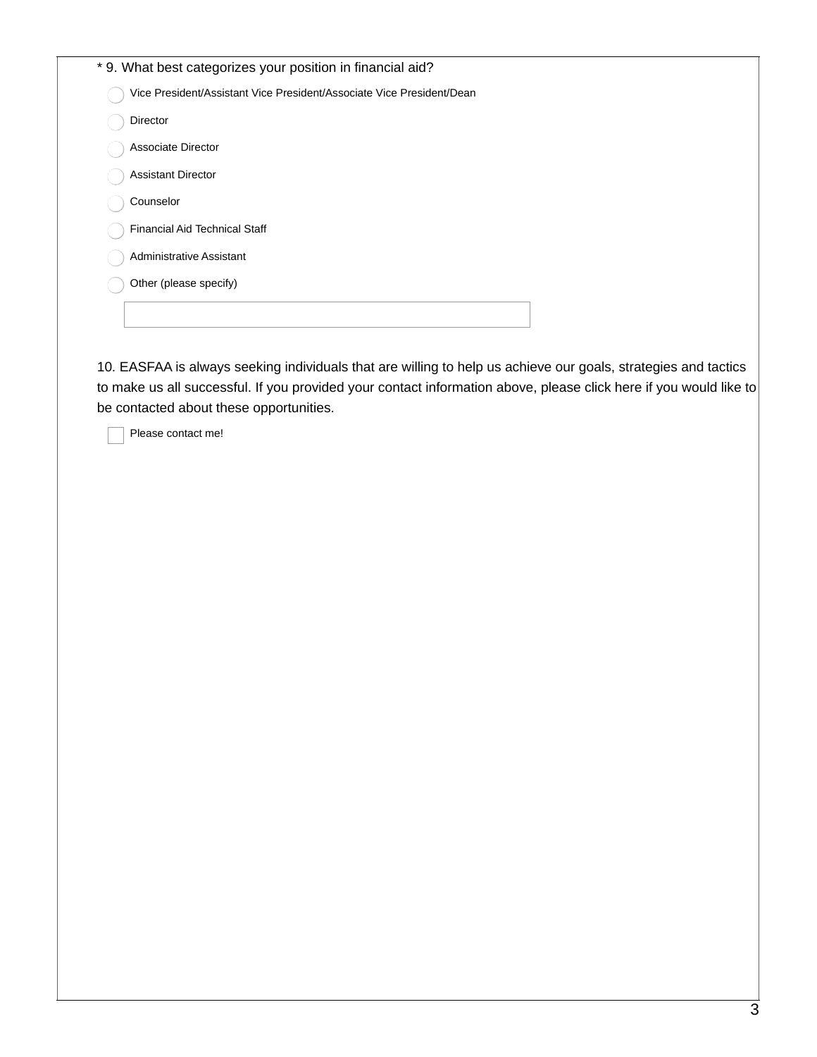* 9. What best categorizes your position in financial aid?

- Vice President/Assistant Vice President/Associate Vice President/Dean
- Director
- Associate Director
- Assistant Director
- Counselor
- Financial Aid Technical Staff
- Administrative Assistant
- Other (please specify)

10. EASFAA is always seeking individuals that are willing to help us achieve our goals, strategies and tactics to make us all successful. If you provided your contact information above, please click here if you would like to be contacted about these opportunities.

- [ ] Please contact me!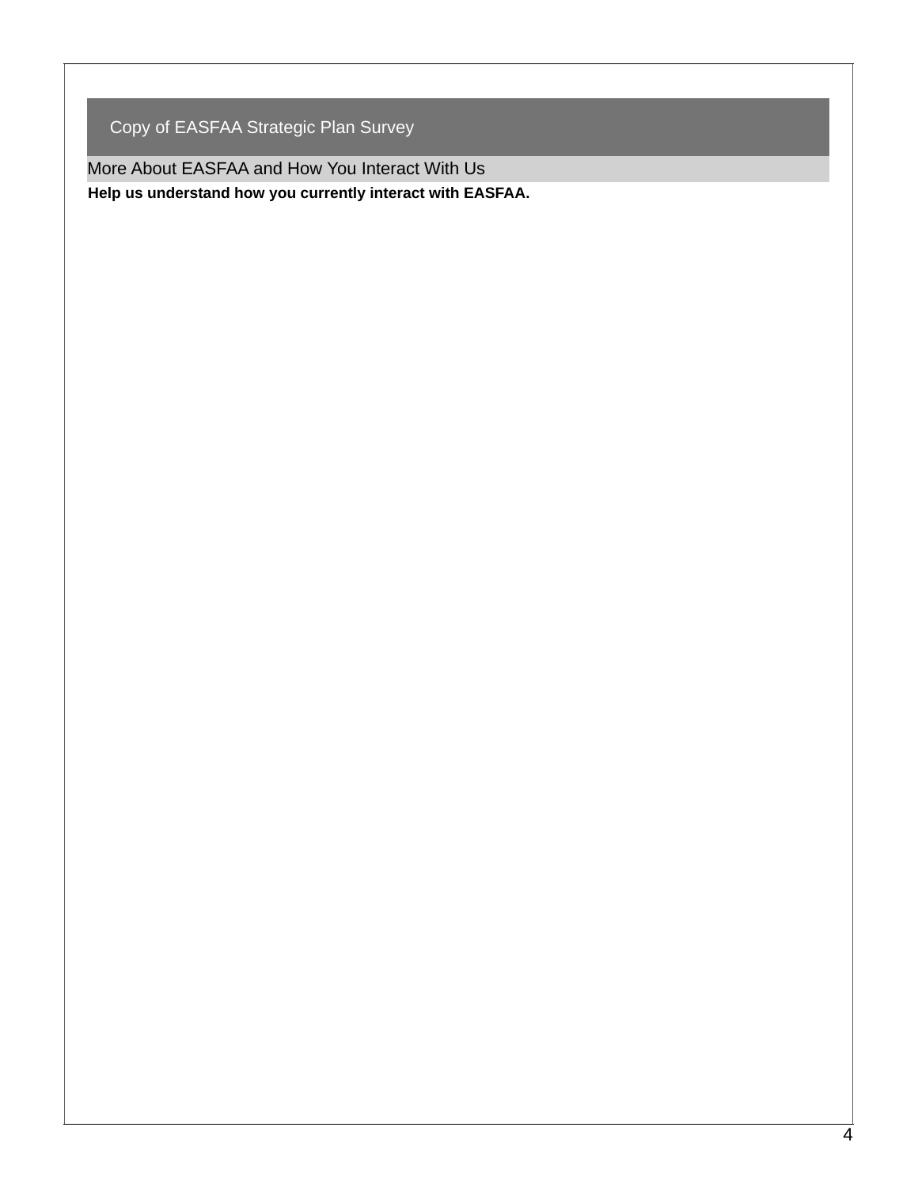## Copy of EASFAA Strategic Plan Survey

### More About EASFAA and How You Interact With Us

**Help us understand how you currently interact with EASFAA.**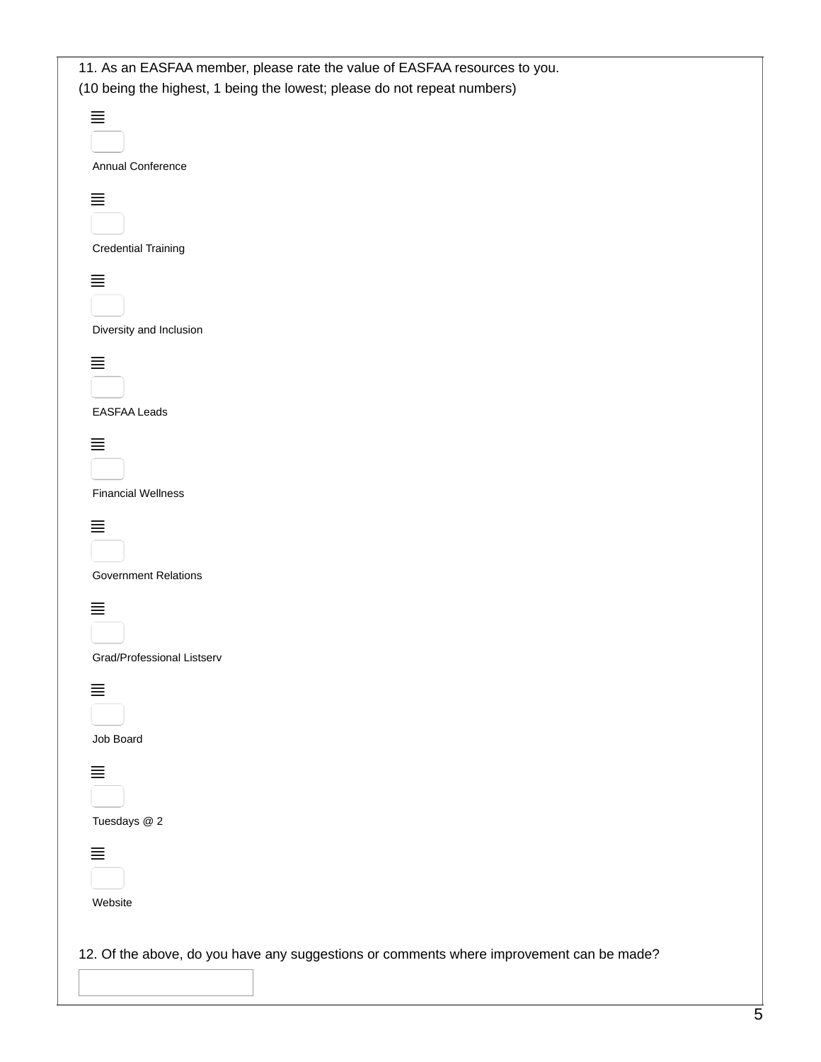11. As an EASFAA member, please rate the value of EASFAA resources to you.
(10 being the highest, 1 being the lowest; please do not repeat numbers)

Annual Conference

Credential Training

Diversity and Inclusion

EASFAA Leads

Financial Wellness

Government Relations

Grad/Professional Listserv

Job Board

Tuesdays @ 2

Website

12. Of the above, do you have any suggestions or comments where improvement can be made?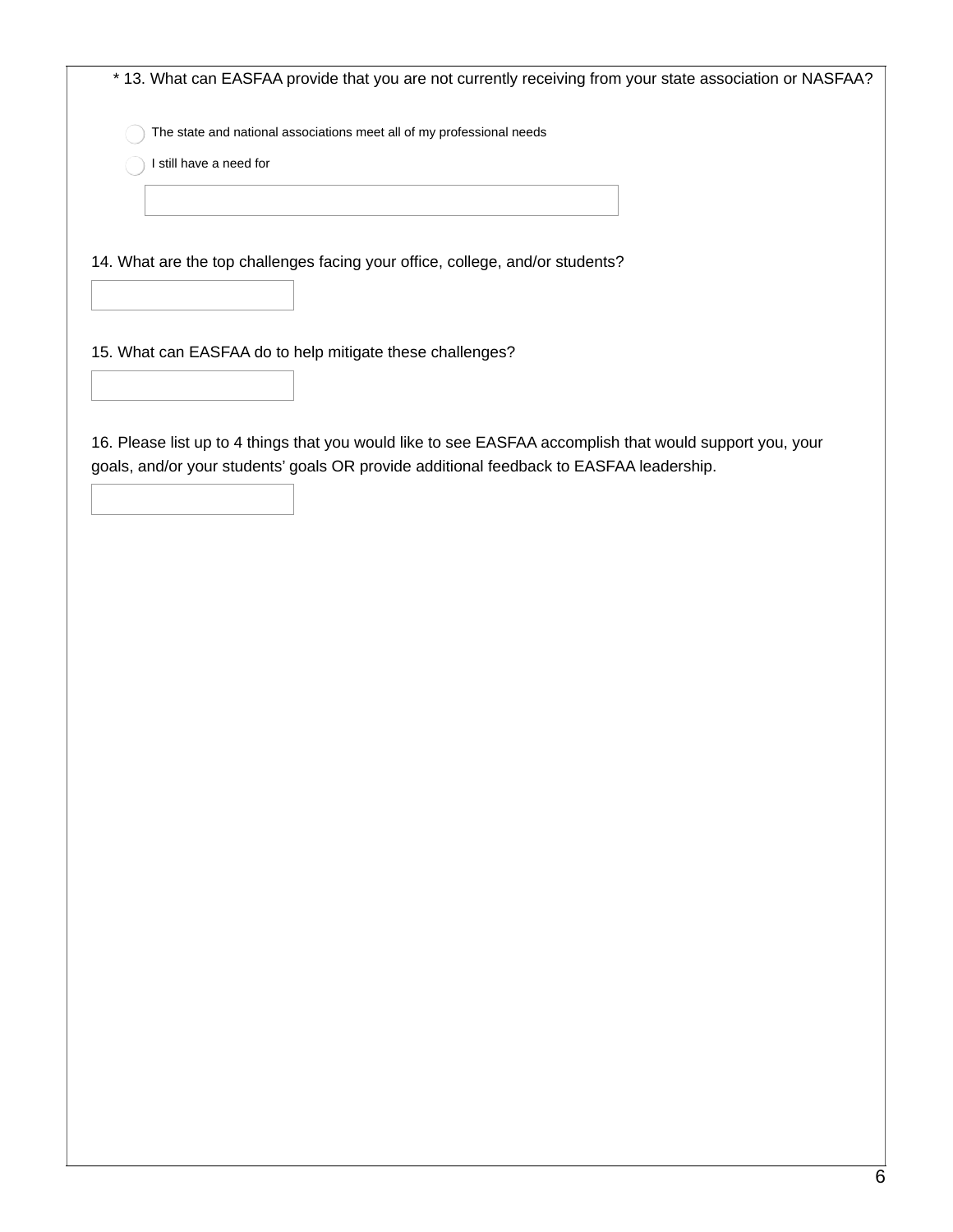\* 13. What can EASFAA provide that you are not currently receiving from your state association or NASFAA?

- ◯ The state and national associations meet all of my professional needs
- ◯ I still have a need for

14. What are the top challenges facing your office, college, and/or students?

15. What can EASFAA do to help mitigate these challenges?

16. Please list up to 4 things that you would like to see EASFAA accomplish that would support you, your goals, and/or your students' goals OR provide additional feedback to EASFAA leadership.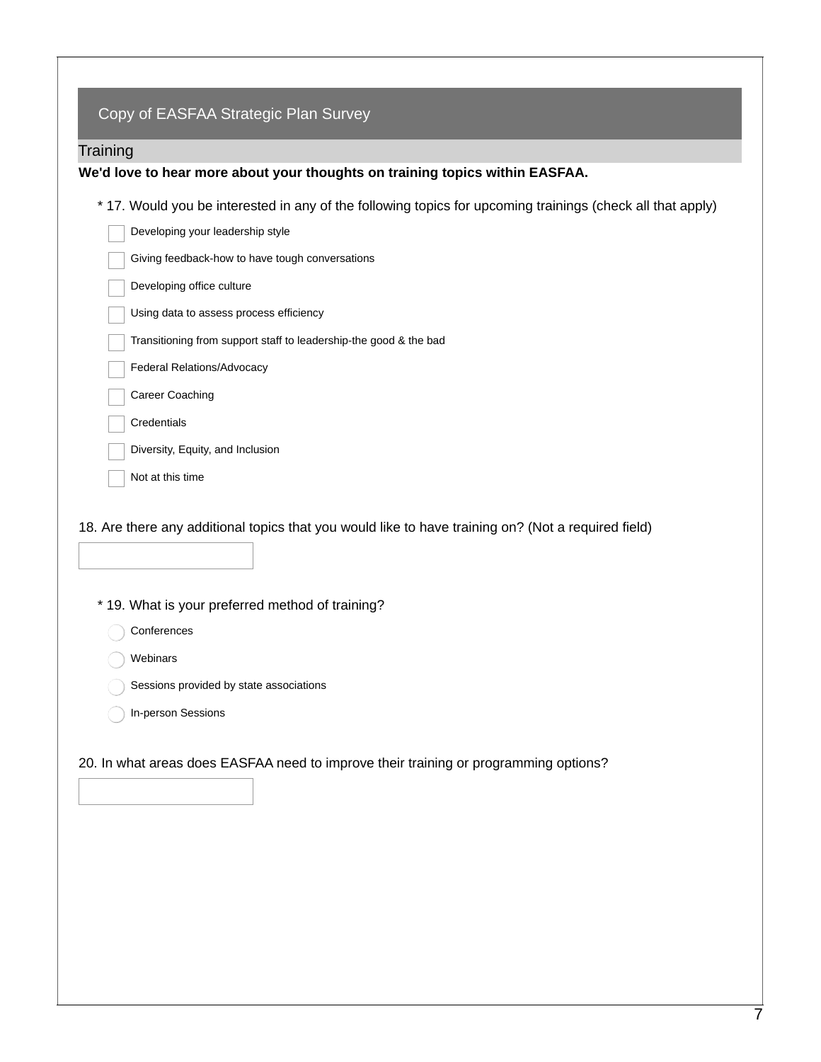## Copy of EASFAA Strategic Plan Survey

### Training

**We'd love to hear more about your thoughts on training topics within EASFAA.**

* 17. Would you be interested in any of the following topics for upcoming trainings (check all that apply)

- [ ] Developing your leadership style
- [ ] Giving feedback-how to have tough conversations
- [ ] Developing office culture
- [ ] Using data to assess process efficiency
- [ ] Transitioning from support staff to leadership-the good & the bad
- [ ] Federal Relations/Advocacy
- [ ] Career Coaching
- [ ] Credentials
- [ ] Diversity, Equity, and Inclusion
- [ ] Not at this time

18. Are there any additional topics that you would like to have training on? (Not a required field)

\_\_\_\_\_\_\_\_\_\_\_\_\_\_\_\_\_\_\_\_

* 19. What is your preferred method of training?

- ( ) Conferences
- ( ) Webinars
- ( ) Sessions provided by state associations
- ( ) In-person Sessions

20. In what areas does EASFAA need to improve their training or programming options?

\_\_\_\_\_\_\_\_\_\_\_\_\_\_\_\_\_\_\_\_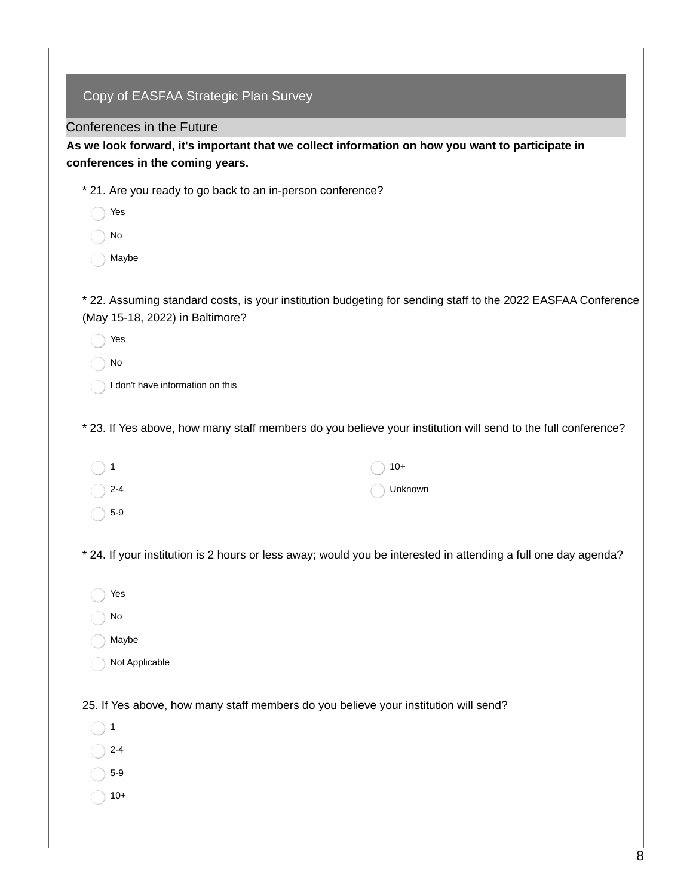## Copy of EASFAA Strategic Plan Survey

### Conferences in the Future

**As we look forward, it's important that we collect information on how you want to participate in conferences in the coming years.**

\* 21. Are you ready to go back to an in-person conference?

- Yes
- No
- Maybe

\* 22. Assuming standard costs, is your institution budgeting for sending staff to the 2022 EASFAA Conference (May 15-18, 2022) in Baltimore?

- Yes
- No
- I don't have information on this

\* 23. If Yes above, how many staff members do you believe your institution will send to the full conference?

- 1
- 2-4
- 5-9
- 10+
- Unknown

\* 24. If your institution is 2 hours or less away; would you be interested in attending a full one day agenda?

- Yes
- No
- Maybe
- Not Applicable

25. If Yes above, how many staff members do you believe your institution will send?

- 1
- 2-4
- 5-9
- 10+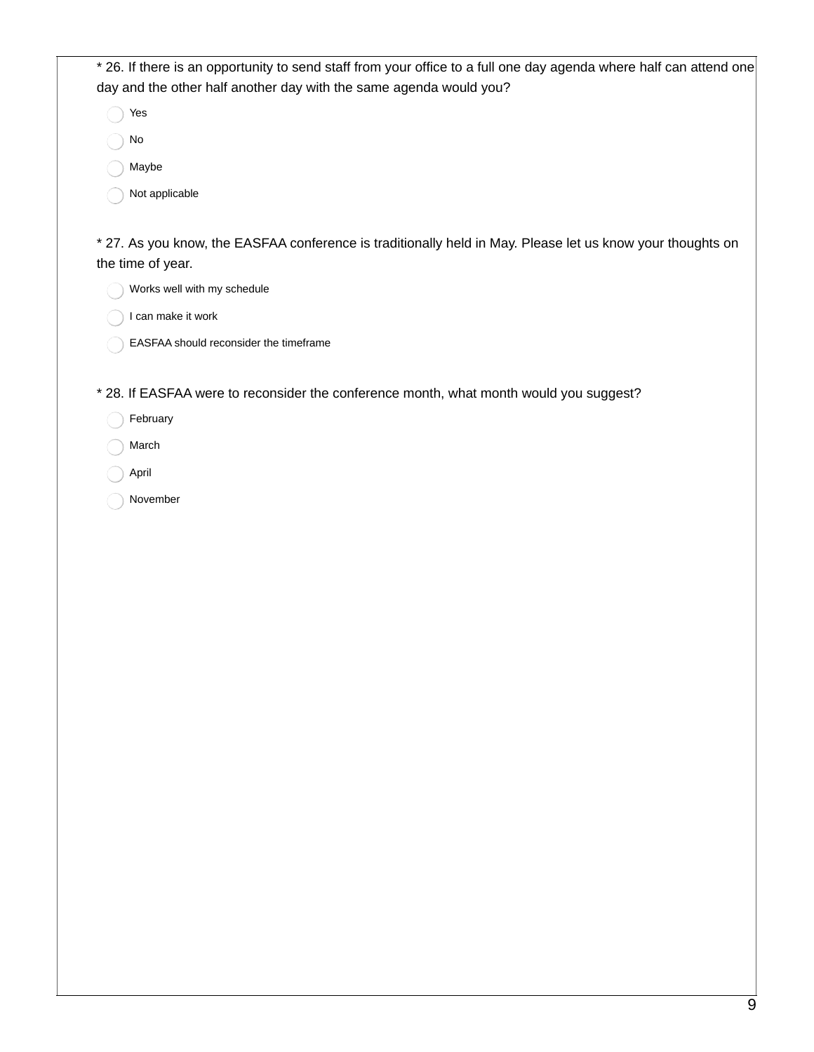* 26. If there is an opportunity to send staff from your office to a full one day agenda where half can attend one day and the other half another day with the same agenda would you?

- Yes
- No
- Maybe
- Not applicable

* 27. As you know, the EASFAA conference is traditionally held in May. Please let us know your thoughts on the time of year.

- Works well with my schedule
- I can make it work
- EASFAA should reconsider the timeframe

* 28. If EASFAA were to reconsider the conference month, what month would you suggest?

- February
- March
- April
- November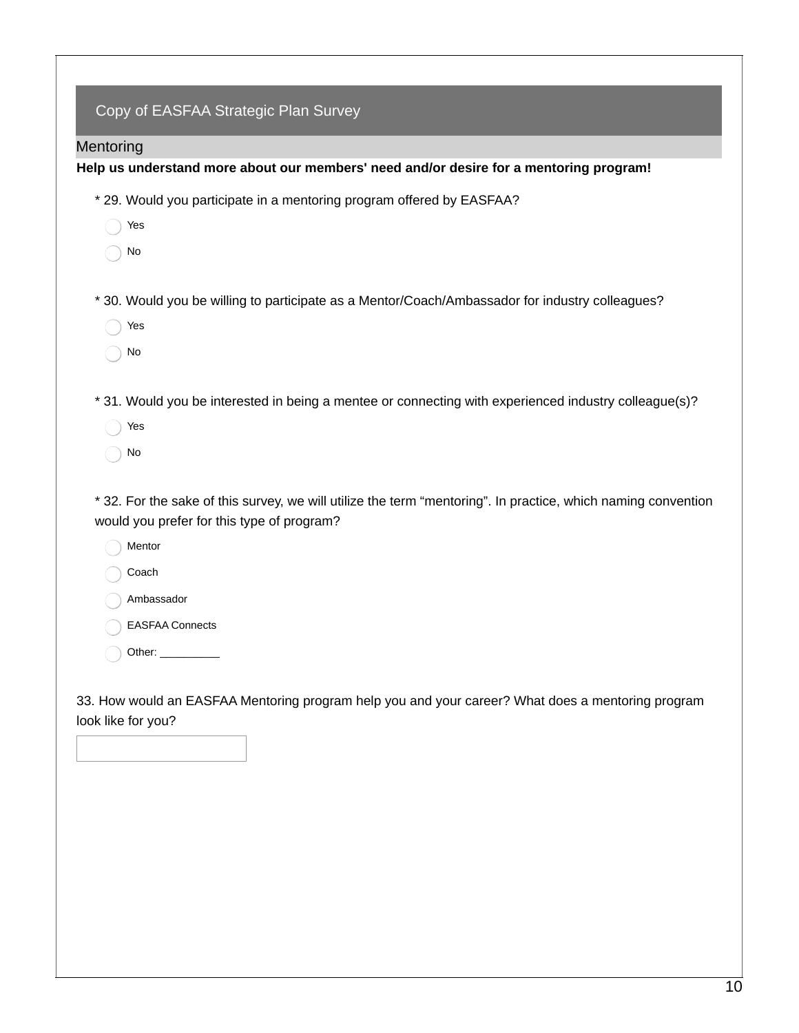## Copy of EASFAA Strategic Plan Survey

### Mentoring

**Help us understand more about our members' need and/or desire for a mentoring program!**

* 29. Would you participate in a mentoring program offered by EASFAA?

- Yes
- No

* 30. Would you be willing to participate as a Mentor/Coach/Ambassador for industry colleagues?

- Yes
- No

* 31. Would you be interested in being a mentee or connecting with experienced industry colleague(s)?

- Yes
- No

* 32. For the sake of this survey, we will utilize the term “mentoring”. In practice, which naming convention would you prefer for this type of program?

- Mentor
- Coach
- Ambassador
- EASFAA Connects
- Other: __________

33. How would an EASFAA Mentoring program help you and your career? What does a mentoring program look like for you?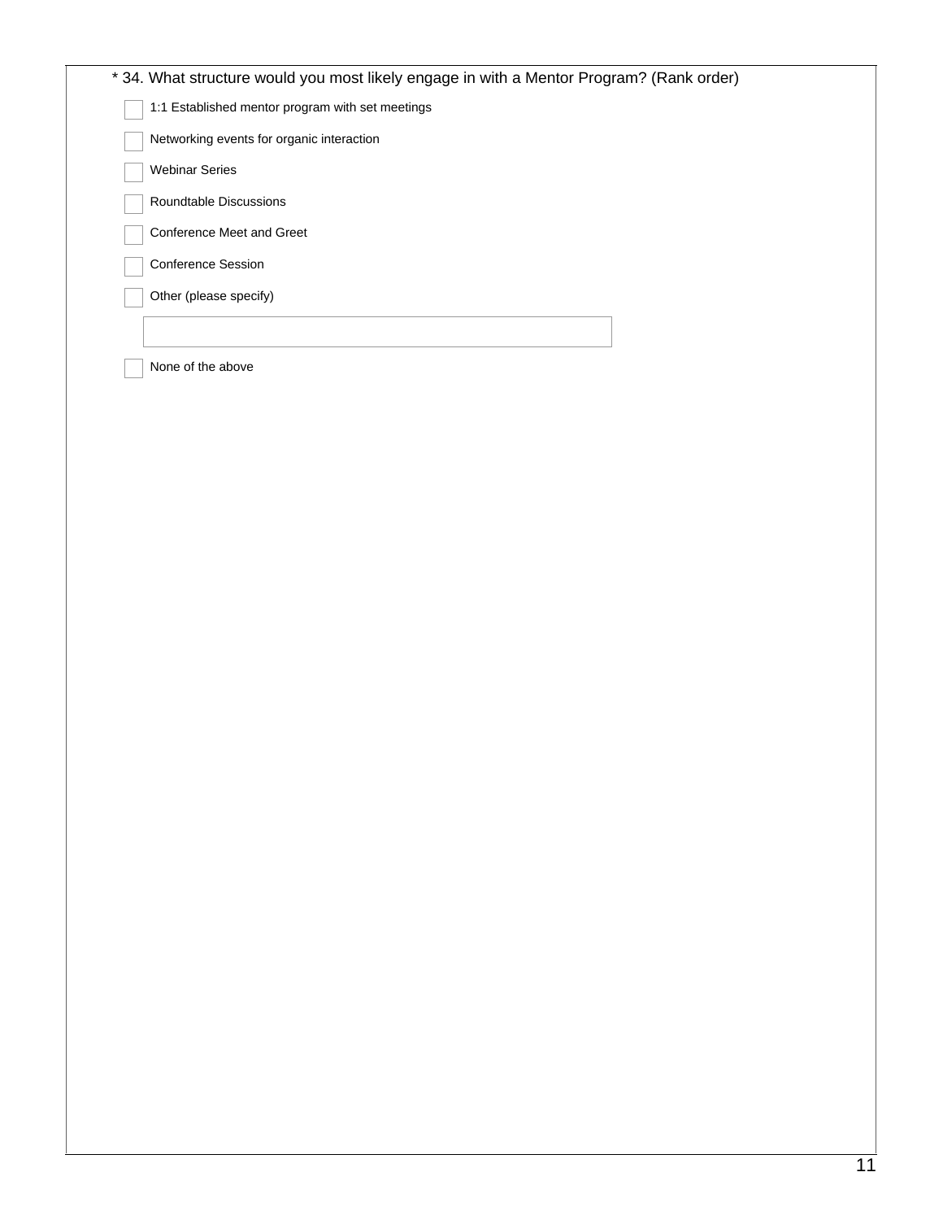* 34. What structure would you most likely engage in with a Mentor Program? (Rank order)

- [ ] 1:1 Established mentor program with set meetings
- [ ] Networking events for organic interaction
- [ ] Webinar Series
- [ ] Roundtable Discussions
- [ ] Conference Meet and Greet
- [ ] Conference Session
- [ ] Other (please specify)

_______________________________________________

- [ ] None of the above